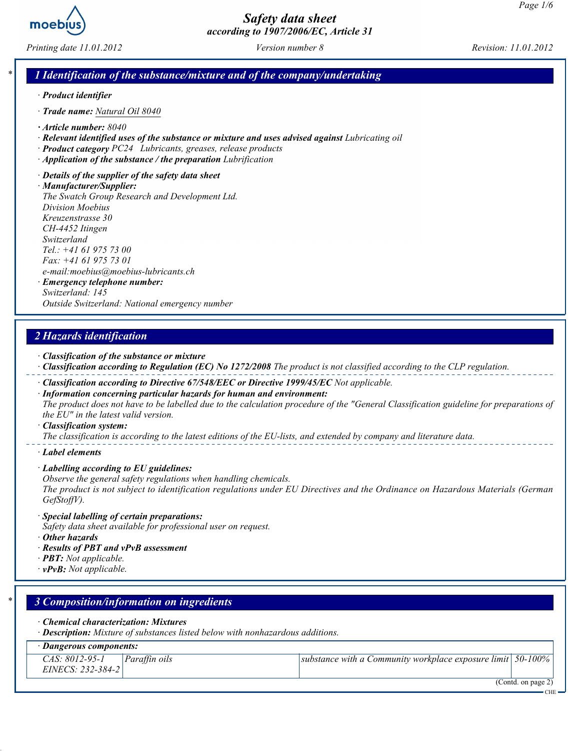# Safety data sheet
## according to 1907/2006/EC, Article 31

Printing date 11.01.2012 — Version number 8 — Revision: 11.01.2012

## 1 Identification of the substance/mixture and of the company/undertaking

· **Product identifier**

· **Trade name:** Natural Oil 8040

· **Article number:** 8040

· **Relevant identified uses of the substance or mixture and uses advised against** Lubricating oil

· **Product category** PC24 Lubricants, greases, release products

· **Application of the substance / the preparation** Lubrication

· **Details of the supplier of the safety data sheet**

· **Manufacturer/Supplier:**
The Swatch Group Research and Development Ltd.
Division Moebius
Kreuzenstrasse 30
CH-4452 Itingen
Switzerland
Tel.: +41 61 975 73 00
Fax: +41 61 975 73 01
e-mail:moebius@moebius-lubricants.ch

· **Emergency telephone number:**
Switzerland: 145
Outside Switzerland: National emergency number

## 2 Hazards identification

· **Classification of the substance or mixture**

· **Classification according to Regulation (EC) No 1272/2008** The product is not classified according to the CLP regulation.

· **Classification according to Directive 67/548/EEC or Directive 1999/45/EC** Not applicable.

· **Information concerning particular hazards for human and environment:**
The product does not have to be labelled due to the calculation procedure of the "General Classification guideline for preparations of the EU" in the latest valid version.

· **Classification system:**
The classification is according to the latest editions of the EU-lists, and extended by company and literature data.

· **Label elements**

· **Labelling according to EU guidelines:**
Observe the general safety regulations when handling chemicals.
The product is not subject to identification regulations under EU Directives and the Ordinance on Hazardous Materials (German GefStoffV).

· **Special labelling of certain preparations:**
Safety data sheet available for professional user on request.

· **Other hazards**

· **Results of PBT and vPvB assessment**

· **PBT:** Not applicable.

· **vPvB:** Not applicable.

## 3 Composition/information on ingredients

· **Chemical characterization: Mixtures**

· **Description:** Mixture of substances listed below with nonhazardous additions.

| · Dangerous components: | | | |
|---|---|---|---|
| CAS: 8012-95-1<br>EINECS: 232-384-2 | Paraffin oils | substance with a Community workplace exposure limit | 50-100% |

(Contd. on page 2)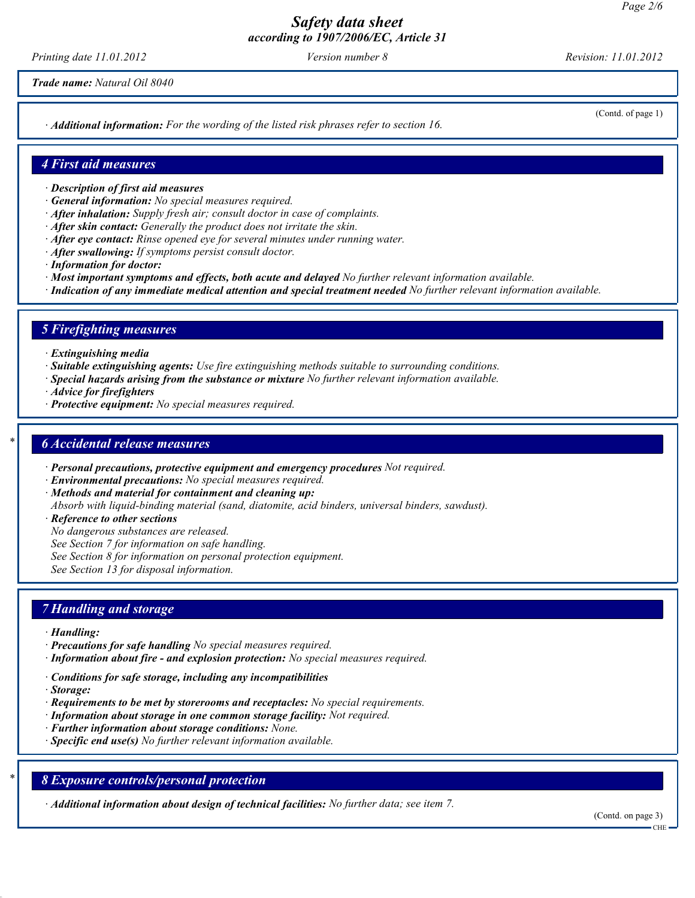**Trade name:** *Natural Oil 8040*

(Contd. of page 1)

· **Additional information:** *For the wording of the listed risk phrases refer to section 16.*

## 4 First aid measures

· **Description of first aid measures**
· **General information:** *No special measures required.*
· **After inhalation:** *Supply fresh air; consult doctor in case of complaints.*
· **After skin contact:** *Generally the product does not irritate the skin.*
· **After eye contact:** *Rinse opened eye for several minutes under running water.*
· **After swallowing:** *If symptoms persist consult doctor.*
· **Information for doctor:**
· **Most important symptoms and effects, both acute and delayed** *No further relevant information available.*
· **Indication of any immediate medical attention and special treatment needed** *No further relevant information available.*

## 5 Firefighting measures

· **Extinguishing media**
· **Suitable extinguishing agents:** *Use fire extinguishing methods suitable to surrounding conditions.*
· **Special hazards arising from the substance or mixture** *No further relevant information available.*
· **Advice for firefighters**
· **Protective equipment:** *No special measures required.*

## * 6 Accidental release measures

· **Personal precautions, protective equipment and emergency procedures** *Not required.*
· **Environmental precautions:** *No special measures required.*
· **Methods and material for containment and cleaning up:**
*Absorb with liquid-binding material (sand, diatomite, acid binders, universal binders, sawdust).*
· **Reference to other sections**
*No dangerous substances are released.*
*See Section 7 for information on safe handling.*
*See Section 8 for information on personal protection equipment.*
*See Section 13 for disposal information.*

## 7 Handling and storage

· **Handling:**
· **Precautions for safe handling** *No special measures required.*
· **Information about fire - and explosion protection:** *No special measures required.*

· **Conditions for safe storage, including any incompatibilities**
· **Storage:**
· **Requirements to be met by storerooms and receptacles:** *No special requirements.*
· **Information about storage in one common storage facility:** *Not required.*
· **Further information about storage conditions:** *None.*
· **Specific end use(s)** *No further relevant information available.*

## * 8 Exposure controls/personal protection

· **Additional information about design of technical facilities:** *No further data; see item 7.*

(Contd. on page 3)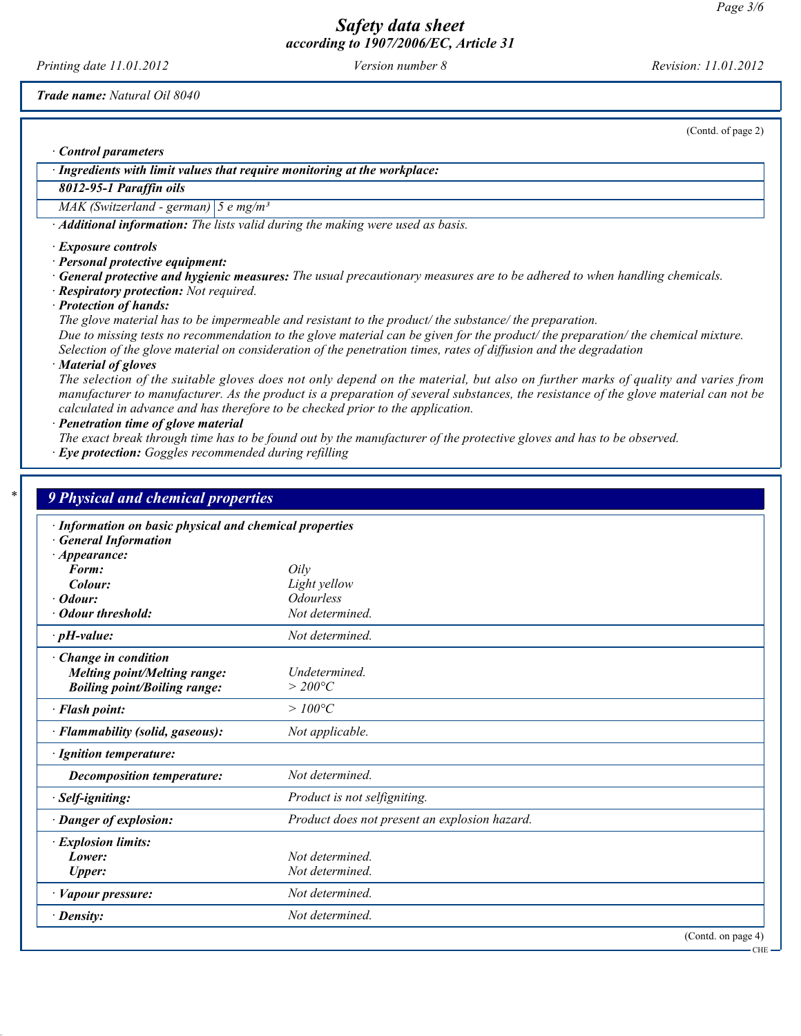(Contd. of page 2)

· **Control parameters**

| · **Ingredients with limit values that require monitoring at the workplace:** | |
|---|---|
| **8012-95-1 Paraffin oils** | |
| MAK (Switzerland - german) | 5 e mg/m³ |

· **Additional information:** The lists valid during the making were used as basis.

· **Exposure controls**
· **Personal protective equipment:**
· **General protective and hygienic measures:** The usual precautionary measures are to be adhered to when handling chemicals.
· **Respiratory protection:** Not required.
· **Protection of hands:**
The glove material has to be impermeable and resistant to the product/ the substance/ the preparation.
Due to missing tests no recommendation to the glove material can be given for the product/ the preparation/ the chemical mixture.
Selection of the glove material on consideration of the penetration times, rates of diffusion and the degradation
· **Material of gloves**
The selection of the suitable gloves does not only depend on the material, but also on further marks of quality and varies from manufacturer to manufacturer. As the product is a preparation of several substances, the resistance of the glove material can not be calculated in advance and has therefore to be checked prior to the application.
· **Penetration time of glove material**
The exact break through time has to be found out by the manufacturer of the protective gloves and has to be observed.
· **Eye protection:** Goggles recommended during refilling

\* 

## 9 Physical and chemical properties

· **Information on basic physical and chemical properties**
· **General Information**

| | |
|---|---|
| · **Appearance:** | |
| **Form:** | Oily |
| **Colour:** | Light yellow |
| · **Odour:** | Odourless |
| · **Odour threshold:** | Not determined. |
| · **pH-value:** | Not determined. |
| · **Change in condition** | |
| **Melting point/Melting range:** | Undetermined. |
| **Boiling point/Boiling range:** | > 200°C |
| · **Flash point:** | > 100°C |
| · **Flammability (solid, gaseous):** | Not applicable. |
| · **Ignition temperature:** | |
| **Decomposition temperature:** | Not determined. |
| · **Self-igniting:** | Product is not selfigniting. |
| · **Danger of explosion:** | Product does not present an explosion hazard. |
| · **Explosion limits:** | |
| **Lower:** | Not determined. |
| **Upper:** | Not determined. |
| · **Vapour pressure:** | Not determined. |
| · **Density:** | Not determined. |

(Contd. on page 4)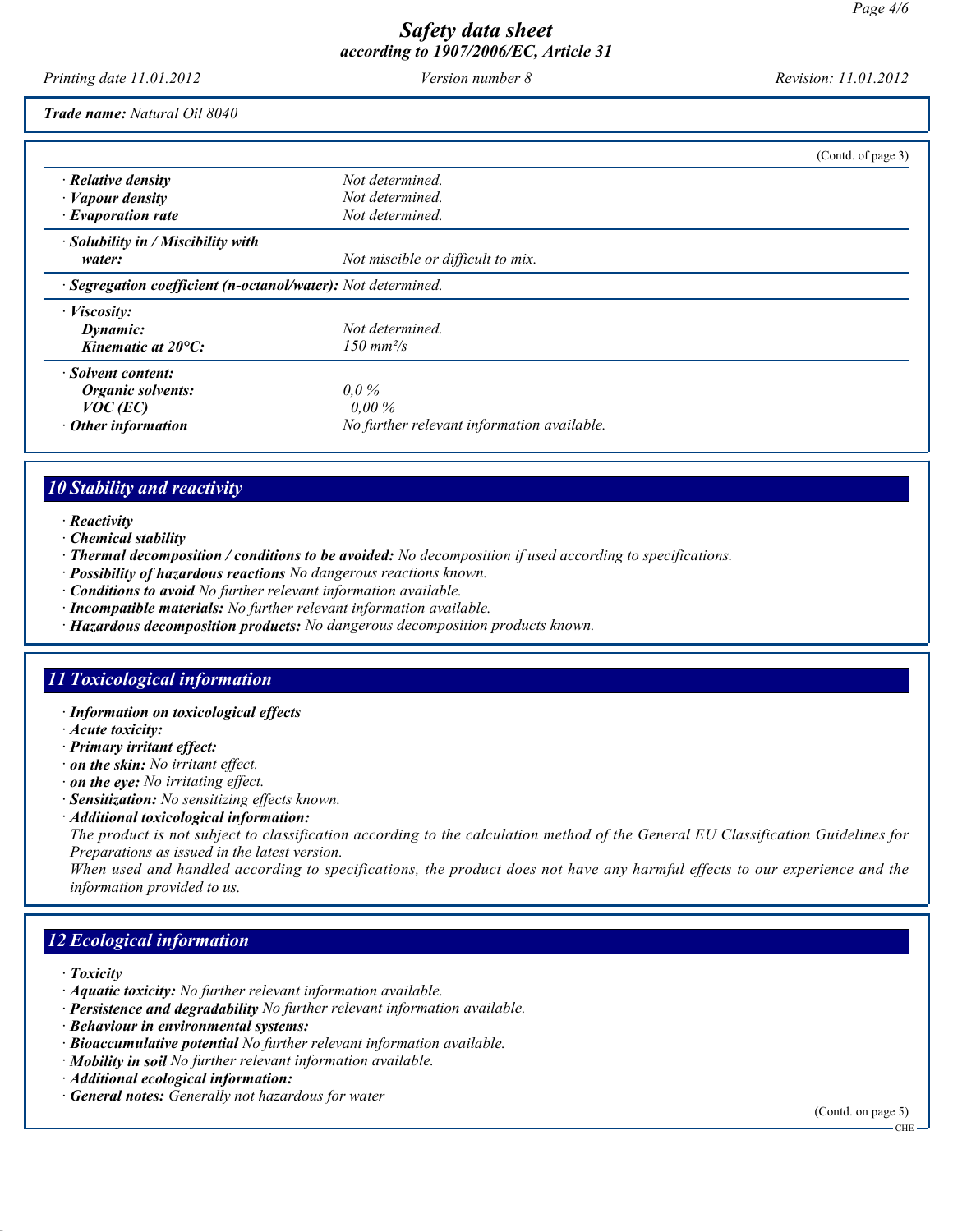**Trade name:** *Natural Oil 8040*

(Contd. of page 3)

| | |
|---|---|
| · **Relative density** | Not determined. |
| · **Vapour density** | Not determined. |
| · **Evaporation rate** | Not determined. |
| · **Solubility in / Miscibility with water:** | Not miscible or difficult to mix. |
| · **Segregation coefficient (n-octanol/water):** | Not determined. |
| · **Viscosity:** | |
| **Dynamic:** | Not determined. |
| **Kinematic at 20°C:** | 150 mm²/s |
| · **Solvent content:** | |
| **Organic solvents:** | 0,0 % |
| **VOC (EC)** | 0,00 % |
| · **Other information** | No further relevant information available. |

## 10 Stability and reactivity

- · **Reactivity**
- · **Chemical stability**
- · **Thermal decomposition / conditions to be avoided:** No decomposition if used according to specifications.
- · **Possibility of hazardous reactions** No dangerous reactions known.
- · **Conditions to avoid** No further relevant information available.
- · **Incompatible materials:** No further relevant information available.
- · **Hazardous decomposition products:** No dangerous decomposition products known.

## 11 Toxicological information

- · **Information on toxicological effects**
- · **Acute toxicity:**
- · **Primary irritant effect:**
- · **on the skin:** No irritant effect.
- · **on the eye:** No irritating effect.
- · **Sensitization:** No sensitizing effects known.
- · **Additional toxicological information:**

  The product is not subject to classification according to the calculation method of the General EU Classification Guidelines for Preparations as issued in the latest version.

  When used and handled according to specifications, the product does not have any harmful effects to our experience and the information provided to us.

## 12 Ecological information

- · **Toxicity**
- · **Aquatic toxicity:** No further relevant information available.
- · **Persistence and degradability** No further relevant information available.
- · **Behaviour in environmental systems:**
- · **Bioaccumulative potential** No further relevant information available.
- · **Mobility in soil** No further relevant information available.
- · **Additional ecological information:**
- · **General notes:** Generally not hazardous for water

(Contd. on page 5)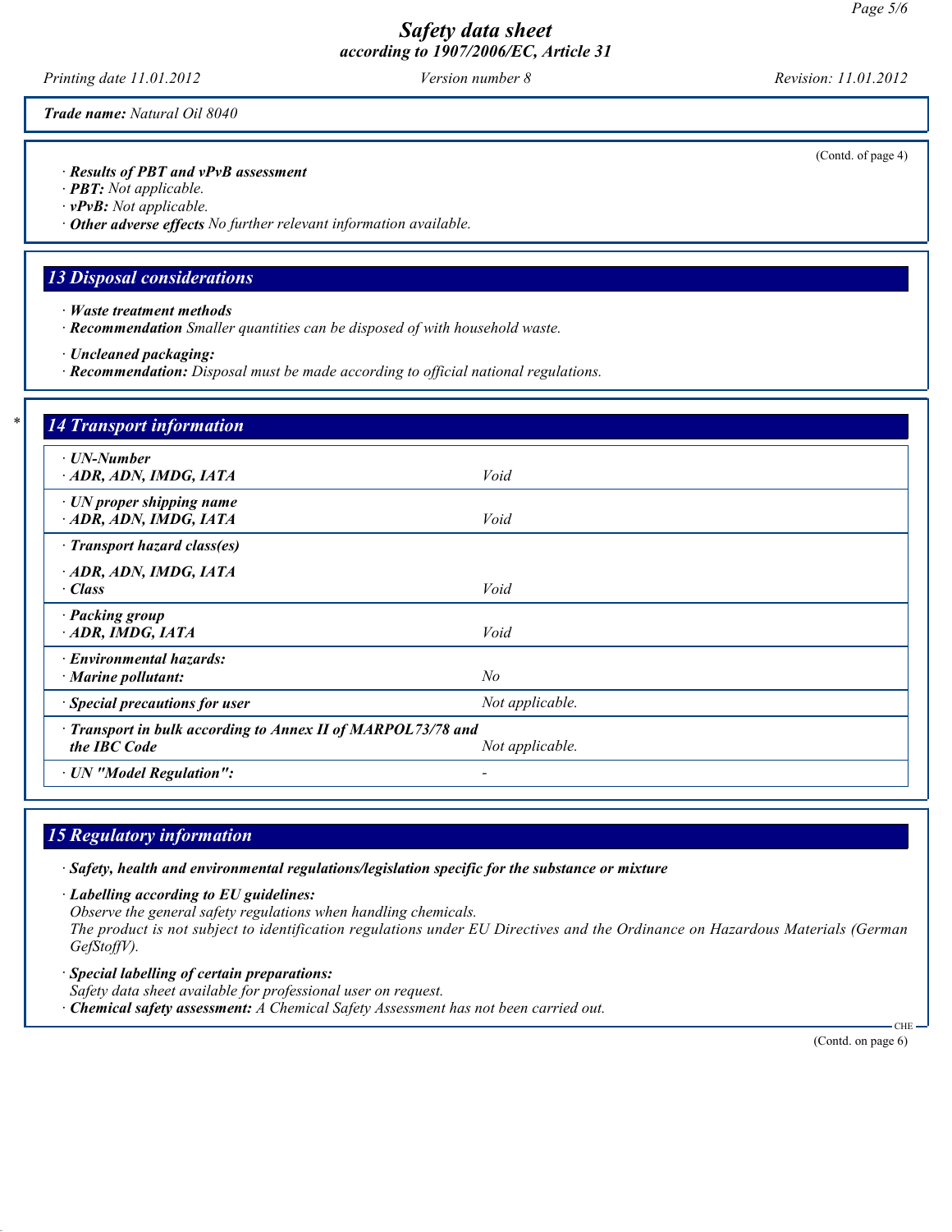*Trade name:* *Natural Oil 8040*

(Contd. of page 4)

· ***Results of PBT and vPvB assessment***
· ***PBT:*** *Not applicable.*
· ***vPvB:*** *Not applicable.*
· ***Other adverse effects*** *No further relevant information available.*

## *13 Disposal considerations*

· ***Waste treatment methods***
· ***Recommendation*** *Smaller quantities can be disposed of with household waste.*

· ***Uncleaned packaging:***
· ***Recommendation:*** *Disposal must be made according to official national regulations.*

\* 
## *14 Transport information*

| | |
|---|---|
| · ***UN-Number***<br>· ***ADR, ADN, IMDG, IATA*** | *Void* |
| · ***UN proper shipping name***<br>· ***ADR, ADN, IMDG, IATA*** | *Void* |
| · ***Transport hazard class(es)***<br>· ***ADR, ADN, IMDG, IATA***<br>· ***Class*** | *Void* |
| · ***Packing group***<br>· ***ADR, IMDG, IATA*** | *Void* |
| · ***Environmental hazards:***<br>· ***Marine pollutant:*** | *No* |
| · ***Special precautions for user*** | *Not applicable.* |
| · ***Transport in bulk according to Annex II of MARPOL73/78 and the IBC Code*** | *Not applicable.* |
| · ***UN "Model Regulation":*** | - |

## *15 Regulatory information*

· ***Safety, health and environmental regulations/legislation specific for the substance or mixture***

· ***Labelling according to EU guidelines:***
*Observe the general safety regulations when handling chemicals.*
*The product is not subject to identification regulations under EU Directives and the Ordinance on Hazardous Materials (German GefStoffV).*

· ***Special labelling of certain preparations:***
*Safety data sheet available for professional user on request.*
· ***Chemical safety assessment:*** *A Chemical Safety Assessment has not been carried out.*

CHE

(Contd. on page 6)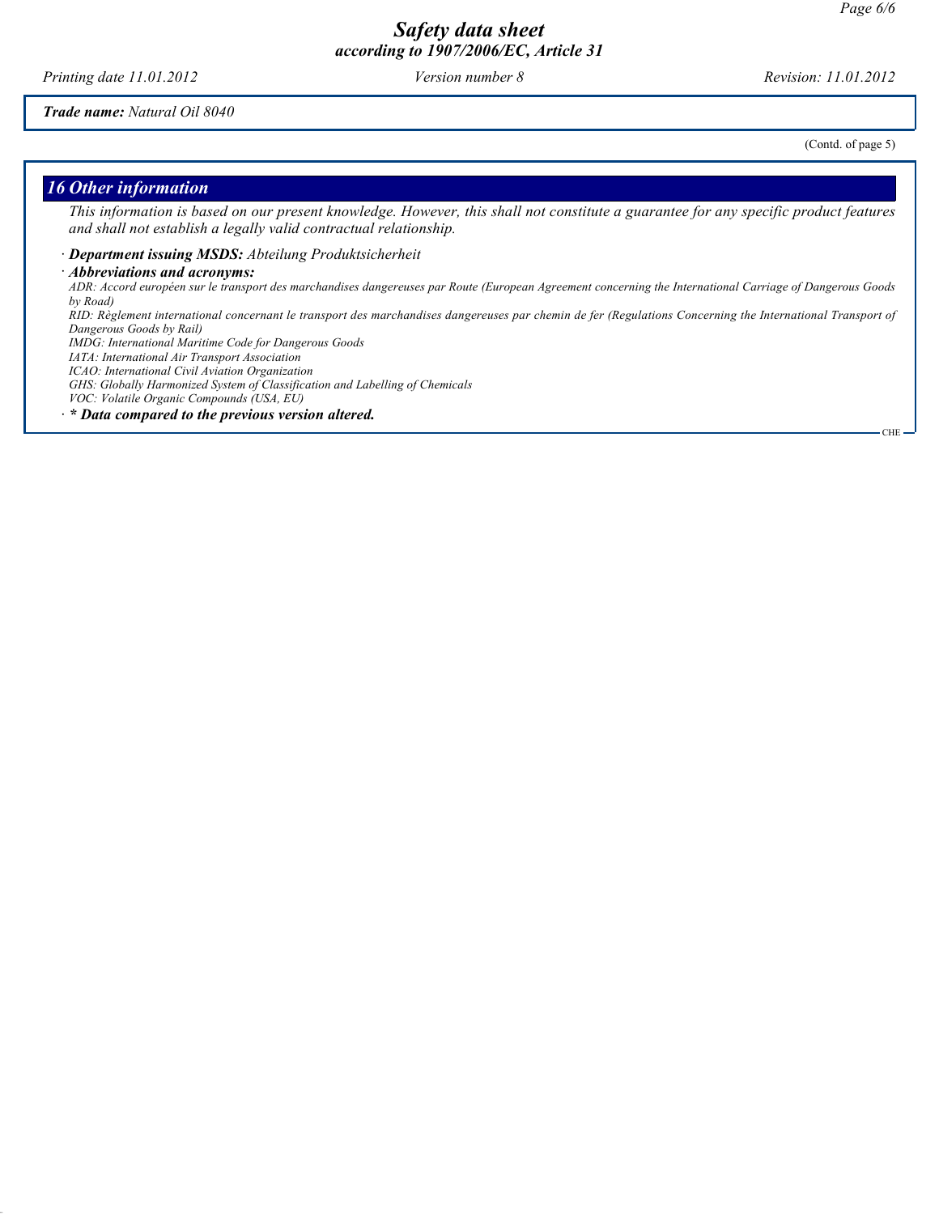(Contd. of page 5)

## 16 Other information

*This information is based on our present knowledge. However, this shall not constitute a guarantee for any specific product features and shall not establish a legally valid contractual relationship.*

· ***Department issuing MSDS:*** *Abteilung Produktsicherheit*

· ***Abbreviations and acronyms:***

*ADR: Accord européen sur le transport des marchandises dangereuses par Route (European Agreement concerning the International Carriage of Dangerous Goods by Road)*
*RID: Règlement international concernant le transport des marchandises dangereuses par chemin de fer (Regulations Concerning the International Transport of Dangerous Goods by Rail)*
*IMDG: International Maritime Code for Dangerous Goods*
*IATA: International Air Transport Association*
*ICAO: International Civil Aviation Organization*
*GHS: Globally Harmonized System of Classification and Labelling of Chemicals*
*VOC: Volatile Organic Compounds (USA, EU)*

· ***\* Data compared to the previous version altered.***

CHE